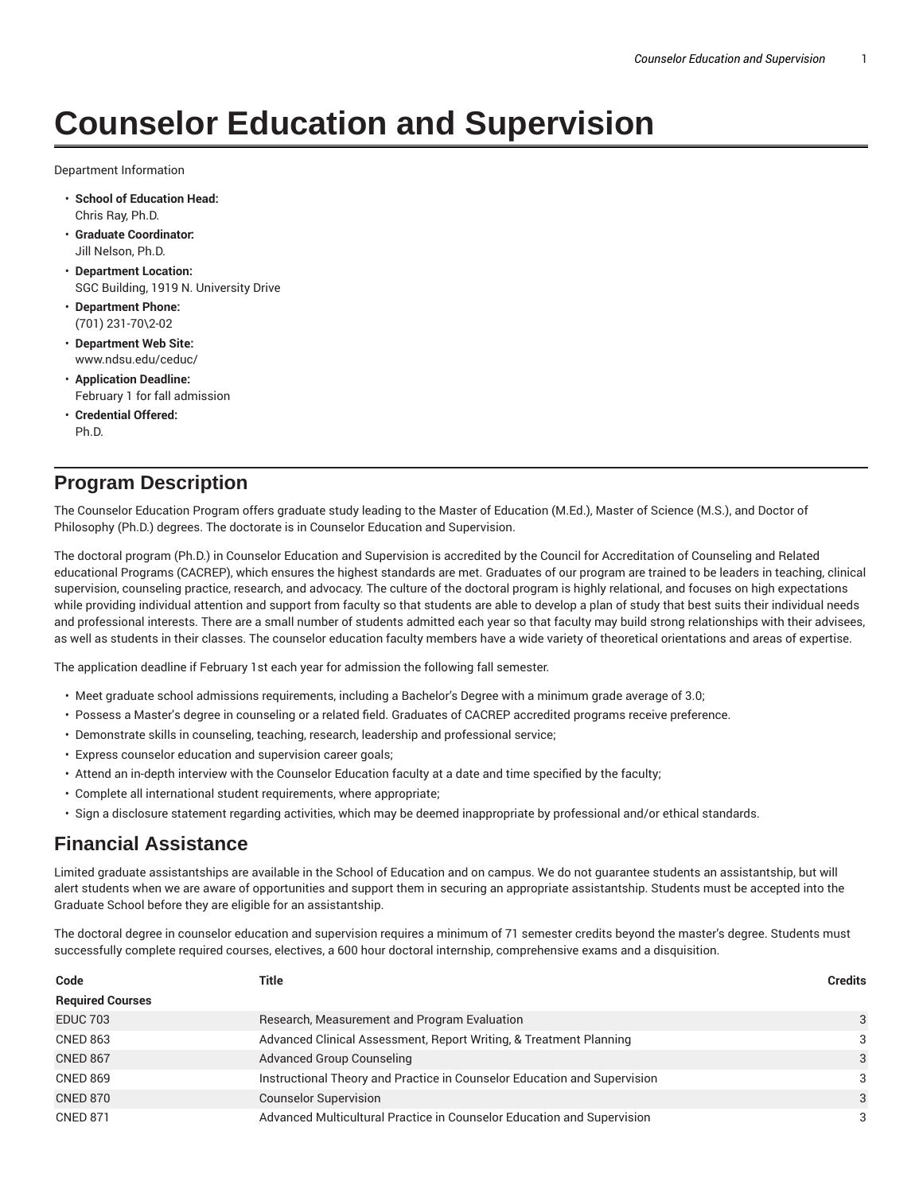# Counselor Education and Supervision

Department Information

- **School of Education Head:**
  Chris Ray, Ph.D.
- **Graduate Coordinator:**
  Jill Nelson, Ph.D.
- **Department Location:**
  SGC Building, 1919 N. University Drive
- **Department Phone:**
  (701) 231-70\2-02
- **Department Web Site:**
  www.ndsu.edu/ceduc/
- **Application Deadline:**
  February 1 for fall admission
- **Credential Offered:**
  Ph.D.

## Program Description

The Counselor Education Program offers graduate study leading to the Master of Education (M.Ed.), Master of Science (M.S.), and Doctor of Philosophy (Ph.D.) degrees. The doctorate is in Counselor Education and Supervision.

The doctoral program (Ph.D.) in Counselor Education and Supervision is accredited by the Council for Accreditation of Counseling and Related educational Programs (CACREP), which ensures the highest standards are met. Graduates of our program are trained to be leaders in teaching, clinical supervision, counseling practice, research, and advocacy. The culture of the doctoral program is highly relational, and focuses on high expectations while providing individual attention and support from faculty so that students are able to develop a plan of study that best suits their individual needs and professional interests. There are a small number of students admitted each year so that faculty may build strong relationships with their advisees, as well as students in their classes. The counselor education faculty members have a wide variety of theoretical orientations and areas of expertise.

The application deadline if February 1st each year for admission the following fall semester.

- Meet graduate school admissions requirements, including a Bachelor's Degree with a minimum grade average of 3.0;
- Possess a Master's degree in counseling or a related field. Graduates of CACREP accredited programs receive preference.
- Demonstrate skills in counseling, teaching, research, leadership and professional service;
- Express counselor education and supervision career goals;
- Attend an in-depth interview with the Counselor Education faculty at a date and time specified by the faculty;
- Complete all international student requirements, where appropriate;
- Sign a disclosure statement regarding activities, which may be deemed inappropriate by professional and/or ethical standards.

## Financial Assistance

Limited graduate assistantships are available in the School of Education and on campus. We do not guarantee students an assistantship, but will alert students when we are aware of opportunities and support them in securing an appropriate assistantship. Students must be accepted into the Graduate School before they are eligible for an assistantship.

The doctoral degree in counselor education and supervision requires a minimum of 71 semester credits beyond the master's degree. Students must successfully complete required courses, electives, a 600 hour doctoral internship, comprehensive exams and a disquisition.

| Code | Title | Credits |
|---|---|---|
| **Required Courses** | | |
| EDUC 703 | Research, Measurement and Program Evaluation | 3 |
| CNED 863 | Advanced Clinical Assessment, Report Writing, & Treatment Planning | 3 |
| CNED 867 | Advanced Group Counseling | 3 |
| CNED 869 | Instructional Theory and Practice in Counselor Education and Supervision | 3 |
| CNED 870 | Counselor Supervision | 3 |
| CNED 871 | Advanced Multicultural Practice in Counselor Education and Supervision | 3 |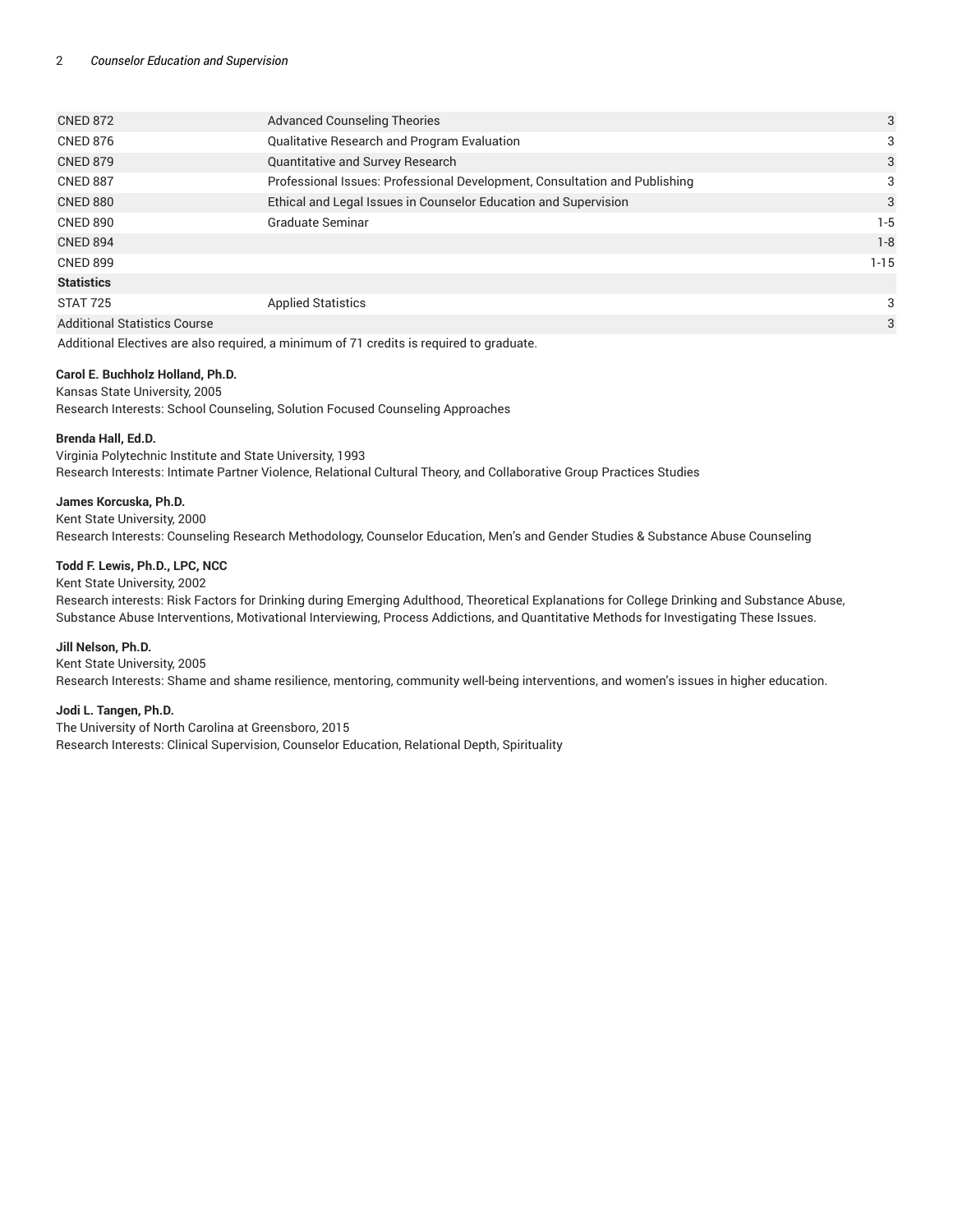| | | |
|---|---|---|
| CNED 872 | Advanced Counseling Theories | 3 |
| CNED 876 | Qualitative Research and Program Evaluation | 3 |
| CNED 879 | Quantitative and Survey Research | 3 |
| CNED 887 | Professional Issues: Professional Development, Consultation and Publishing | 3 |
| CNED 880 | Ethical and Legal Issues in Counselor Education and Supervision | 3 |
| CNED 890 | Graduate Seminar | 1-5 |
| CNED 894 | | 1-8 |
| CNED 899 | | 1-15 |
| **Statistics** | | |
| STAT 725 | Applied Statistics | 3 |
| Additional Statistics Course | | 3 |

Additional Electives are also required, a minimum of 71 credits is required to graduate.

**Carol E. Buchholz Holland, Ph.D.**
Kansas State University, 2005
Research Interests: School Counseling, Solution Focused Counseling Approaches

**Brenda Hall, Ed.D.**
Virginia Polytechnic Institute and State University, 1993
Research Interests: Intimate Partner Violence, Relational Cultural Theory, and Collaborative Group Practices Studies

**James Korcuska, Ph.D.**
Kent State University, 2000
Research Interests: Counseling Research Methodology, Counselor Education, Men's and Gender Studies & Substance Abuse Counseling

**Todd F. Lewis, Ph.D., LPC, NCC**
Kent State University, 2002
Research interests: Risk Factors for Drinking during Emerging Adulthood, Theoretical Explanations for College Drinking and Substance Abuse, Substance Abuse Interventions, Motivational Interviewing, Process Addictions, and Quantitative Methods for Investigating These Issues.

**Jill Nelson, Ph.D.**
Kent State University, 2005
Research Interests: Shame and shame resilience, mentoring, community well-being interventions, and women's issues in higher education.

**Jodi L. Tangen, Ph.D.**
The University of North Carolina at Greensboro, 2015
Research Interests: Clinical Supervision, Counselor Education, Relational Depth, Spirituality